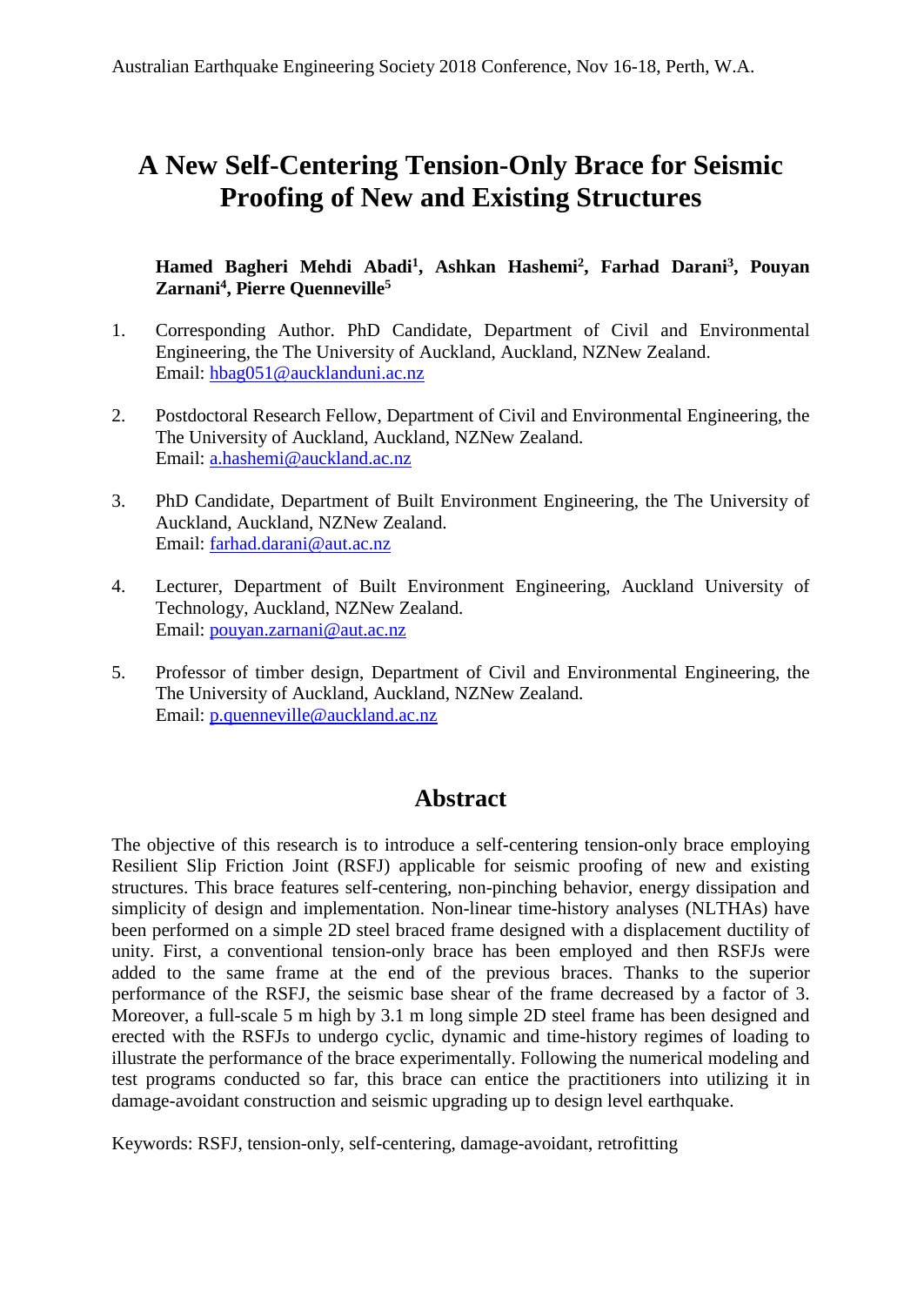# A New Self-Centering Tension-Only Brace for Seismic Proofing of New and Existing Structures

**Hamed Bagheri Mehdi Abadi[1], Ashkan Hashemi[2], Farhad Darani[3], Pouyan Zarnani[4], Pierre Quenneville[5]**

1. Corresponding Author. PhD Candidate, Department of Civil and Environmental Engineering, the The University of Auckland, Auckland, NZNew Zealand.
   Email: hbag051@aucklanduni.ac.nz

2. Postdoctoral Research Fellow, Department of Civil and Environmental Engineering, the The University of Auckland, Auckland, NZNew Zealand.
   Email: a.hashemi@auckland.ac.nz

3. PhD Candidate, Department of Built Environment Engineering, the The University of Auckland, Auckland, NZNew Zealand.
   Email: farhad.darani@aut.ac.nz

4. Lecturer, Department of Built Environment Engineering, Auckland University of Technology, Auckland, NZNew Zealand.
   Email: pouyan.zarnani@aut.ac.nz

5. Professor of timber design, Department of Civil and Environmental Engineering, the The University of Auckland, Auckland, NZNew Zealand.
   Email: p.quenneville@auckland.ac.nz

## Abstract

The objective of this research is to introduce a self-centering tension-only brace employing Resilient Slip Friction Joint (RSFJ) applicable for seismic proofing of new and existing structures. This brace features self-centering, non-pinching behavior, energy dissipation and simplicity of design and implementation. Non-linear time-history analyses (NLTHAs) have been performed on a simple 2D steel braced frame designed with a displacement ductility of unity. First, a conventional tension-only brace has been employed and then RSFJs were added to the same frame at the end of the previous braces. Thanks to the superior performance of the RSFJ, the seismic base shear of the frame decreased by a factor of 3. Moreover, a full-scale 5 m high by 3.1 m long simple 2D steel frame has been designed and erected with the RSFJs to undergo cyclic, dynamic and time-history regimes of loading to illustrate the performance of the brace experimentally. Following the numerical modeling and test programs conducted so far, this brace can entice the practitioners into utilizing it in damage-avoidant construction and seismic upgrading up to design level earthquake.

Keywords: RSFJ, tension-only, self-centering, damage-avoidant, retrofitting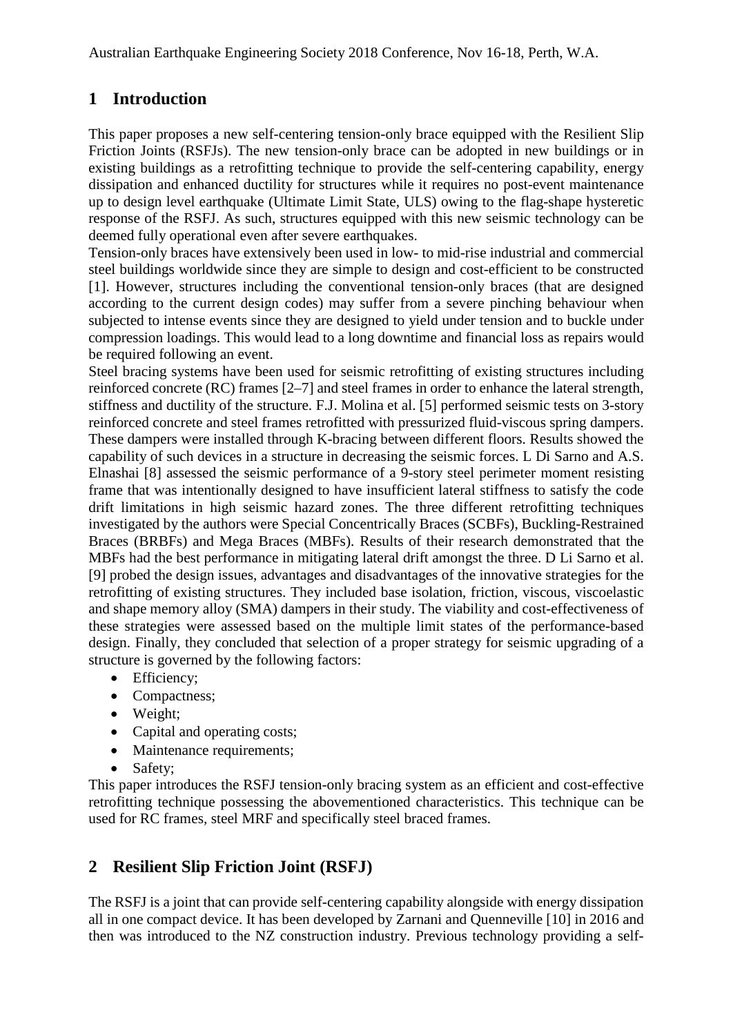## 1 Introduction

This paper proposes a new self-centering tension-only brace equipped with the Resilient Slip Friction Joints (RSFJs). The new tension-only brace can be adopted in new buildings or in existing buildings as a retrofitting technique to provide the self-centering capability, energy dissipation and enhanced ductility for structures while it requires no post-event maintenance up to design level earthquake (Ultimate Limit State, ULS) owing to the flag-shape hysteretic response of the RSFJ. As such, structures equipped with this new seismic technology can be deemed fully operational even after severe earthquakes.

Tension-only braces have extensively been used in low- to mid-rise industrial and commercial steel buildings worldwide since they are simple to design and cost-efficient to be constructed [1]. However, structures including the conventional tension-only braces (that are designed according to the current design codes) may suffer from a severe pinching behaviour when subjected to intense events since they are designed to yield under tension and to buckle under compression loadings. This would lead to a long downtime and financial loss as repairs would be required following an event.

Steel bracing systems have been used for seismic retrofitting of existing structures including reinforced concrete (RC) frames [2–7] and steel frames in order to enhance the lateral strength, stiffness and ductility of the structure. F.J. Molina et al. [5] performed seismic tests on 3-story reinforced concrete and steel frames retrofitted with pressurized fluid-viscous spring dampers. These dampers were installed through K-bracing between different floors. Results showed the capability of such devices in a structure in decreasing the seismic forces. L Di Sarno and A.S. Elnashai [8] assessed the seismic performance of a 9-story steel perimeter moment resisting frame that was intentionally designed to have insufficient lateral stiffness to satisfy the code drift limitations in high seismic hazard zones. The three different retrofitting techniques investigated by the authors were Special Concentrically Braces (SCBFs), Buckling-Restrained Braces (BRBFs) and Mega Braces (MBFs). Results of their research demonstrated that the MBFs had the best performance in mitigating lateral drift amongst the three. D Li Sarno et al. [9] probed the design issues, advantages and disadvantages of the innovative strategies for the retrofitting of existing structures. They included base isolation, friction, viscous, viscoelastic and shape memory alloy (SMA) dampers in their study. The viability and cost-effectiveness of these strategies were assessed based on the multiple limit states of the performance-based design. Finally, they concluded that selection of a proper strategy for seismic upgrading of a structure is governed by the following factors:

- Efficiency;
- Compactness;
- Weight;
- Capital and operating costs;
- Maintenance requirements;
- Safety;

This paper introduces the RSFJ tension-only bracing system as an efficient and cost-effective retrofitting technique possessing the abovementioned characteristics. This technique can be used for RC frames, steel MRF and specifically steel braced frames.

## 2 Resilient Slip Friction Joint (RSFJ)

The RSFJ is a joint that can provide self-centering capability alongside with energy dissipation all in one compact device. It has been developed by Zarnani and Quenneville [10] in 2016 and then was introduced to the NZ construction industry. Previous technology providing a self-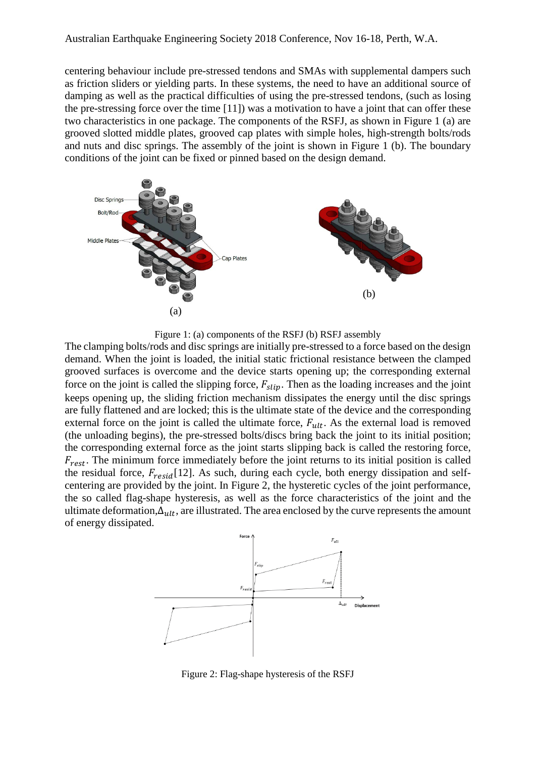centering behaviour include pre-stressed tendons and SMAs with supplemental dampers such as friction sliders or yielding parts. In these systems, the need to have an additional source of damping as well as the practical difficulties of using the pre-stressed tendons, (such as losing the pre-stressing force over the time [11]) was a motivation to have a joint that can offer these two characteristics in one package. The components of the RSFJ, as shown in Figure 1 (a) are grooved slotted middle plates, grooved cap plates with simple holes, high-strength bolts/rods and nuts and disc springs. The assembly of the joint is shown in Figure 1 (b). The boundary conditions of the joint can be fixed or pinned based on the design demand.

Figure 1: (a) components of the RSFJ (b) RSFJ assembly

The clamping bolts/rods and disc springs are initially pre-stressed to a force based on the design demand. When the joint is loaded, the initial static frictional resistance between the clamped grooved surfaces is overcome and the device starts opening up; the corresponding external force on the joint is called the slipping force, $F_{slip}$. Then as the loading increases and the joint keeps opening up, the sliding friction mechanism dissipates the energy until the disc springs are fully flattened and are locked; this is the ultimate state of the device and the corresponding external force on the joint is called the ultimate force, $F_{ult}$. As the external load is removed (the unloading begins), the pre-stressed bolts/discs bring back the joint to its initial position; the corresponding external force as the joint starts slipping back is called the restoring force, $F_{rest}$. The minimum force immediately before the joint returns to its initial position is called the residual force, $F_{resid}$[12]. As such, during each cycle, both energy dissipation and self-centering are provided by the joint. In Figure 2, the hysteretic cycles of the joint performance, the so called flag-shape hysteresis, as well as the force characteristics of the joint and the ultimate deformation,$\Delta_{ult}$, are illustrated. The area enclosed by the curve represents the amount of energy dissipated.

Figure 2: Flag-shape hysteresis of the RSFJ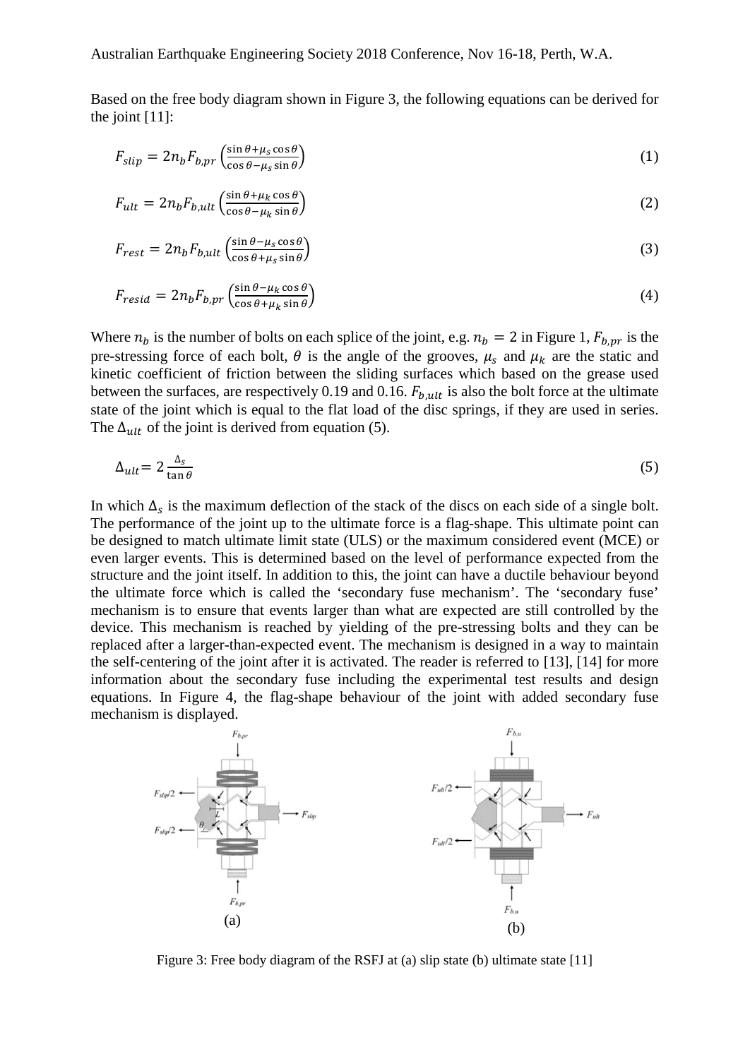Based on the free body diagram shown in Figure 3, the following equations can be derived for the joint [11]:

$$F_{slip} = 2n_b F_{b,pr} \left(\frac{\sin\theta + \mu_s \cos\theta}{\cos\theta - \mu_s \sin\theta}\right) \tag{1}$$

$$F_{ult} = 2n_b F_{b,ult} \left(\frac{\sin\theta + \mu_k \cos\theta}{\cos\theta - \mu_k \sin\theta}\right) \tag{2}$$

$$F_{rest} = 2n_b F_{b,ult} \left(\frac{\sin\theta - \mu_s \cos\theta}{\cos\theta + \mu_s \sin\theta}\right) \tag{3}$$

$$F_{resid} = 2n_b F_{b,pr} \left(\frac{\sin\theta - \mu_k \cos\theta}{\cos\theta + \mu_k \sin\theta}\right) \tag{4}$$

Where $n_b$ is the number of bolts on each splice of the joint, e.g. $n_b = 2$ in Figure 1, $F_{b,pr}$ is the pre-stressing force of each bolt, $\theta$ is the angle of the grooves, $\mu_s$ and $\mu_k$ are the static and kinetic coefficient of friction between the sliding surfaces which based on the grease used between the surfaces, are respectively 0.19 and 0.16. $F_{b,ult}$ is also the bolt force at the ultimate state of the joint which is equal to the flat load of the disc springs, if they are used in series. The $\Delta_{ult}$ of the joint is derived from equation (5).

$$\Delta_{ult} = 2\frac{\Delta_s}{\tan\theta} \tag{5}$$

In which $\Delta_s$ is the maximum deflection of the stack of the discs on each side of a single bolt. The performance of the joint up to the ultimate force is a flag-shape. This ultimate point can be designed to match ultimate limit state (ULS) or the maximum considered event (MCE) or even larger events. This is determined based on the level of performance expected from the structure and the joint itself. In addition to this, the joint can have a ductile behaviour beyond the ultimate force which is called the 'secondary fuse mechanism'. The 'secondary fuse' mechanism is to ensure that events larger than what are expected are still controlled by the device. This mechanism is reached by yielding of the pre-stressing bolts and they can be replaced after a larger-than-expected event. The mechanism is designed in a way to maintain the self-centering of the joint after it is activated. The reader is referred to [13], [14] for more information about the secondary fuse including the experimental test results and design equations. In Figure 4, the flag-shape behaviour of the joint with added secondary fuse mechanism is displayed.

Figure 3: Free body diagram of the RSFJ at (a) slip state (b) ultimate state [11]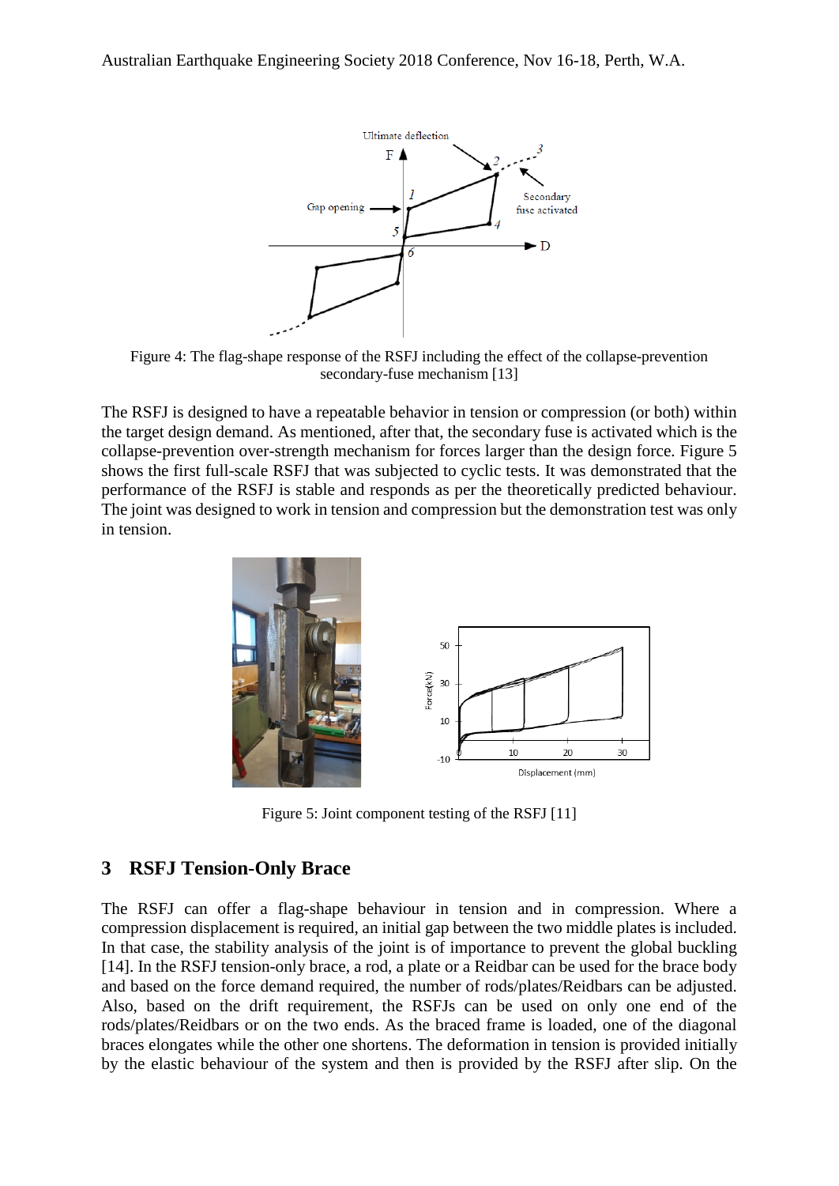Figure 4: The flag-shape response of the RSFJ including the effect of the collapse-prevention secondary-fuse mechanism [13]

The RSFJ is designed to have a repeatable behavior in tension or compression (or both) within the target design demand. As mentioned, after that, the secondary fuse is activated which is the collapse-prevention over-strength mechanism for forces larger than the design force. Figure 5 shows the first full-scale RSFJ that was subjected to cyclic tests. It was demonstrated that the performance of the RSFJ is stable and responds as per the theoretically predicted behaviour. The joint was designed to work in tension and compression but the demonstration test was only in tension.

Figure 5: Joint component testing of the RSFJ [11]

## 3 RSFJ Tension-Only Brace

The RSFJ can offer a flag-shape behaviour in tension and in compression. Where a compression displacement is required, an initial gap between the two middle plates is included. In that case, the stability analysis of the joint is of importance to prevent the global buckling [14]. In the RSFJ tension-only brace, a rod, a plate or a Reidbar can be used for the brace body and based on the force demand required, the number of rods/plates/Reidbars can be adjusted. Also, based on the drift requirement, the RSFJs can be used on only one end of the rods/plates/Reidbars or on the two ends. As the braced frame is loaded, one of the diagonal braces elongates while the other one shortens. The deformation in tension is provided initially by the elastic behaviour of the system and then is provided by the RSFJ after slip. On the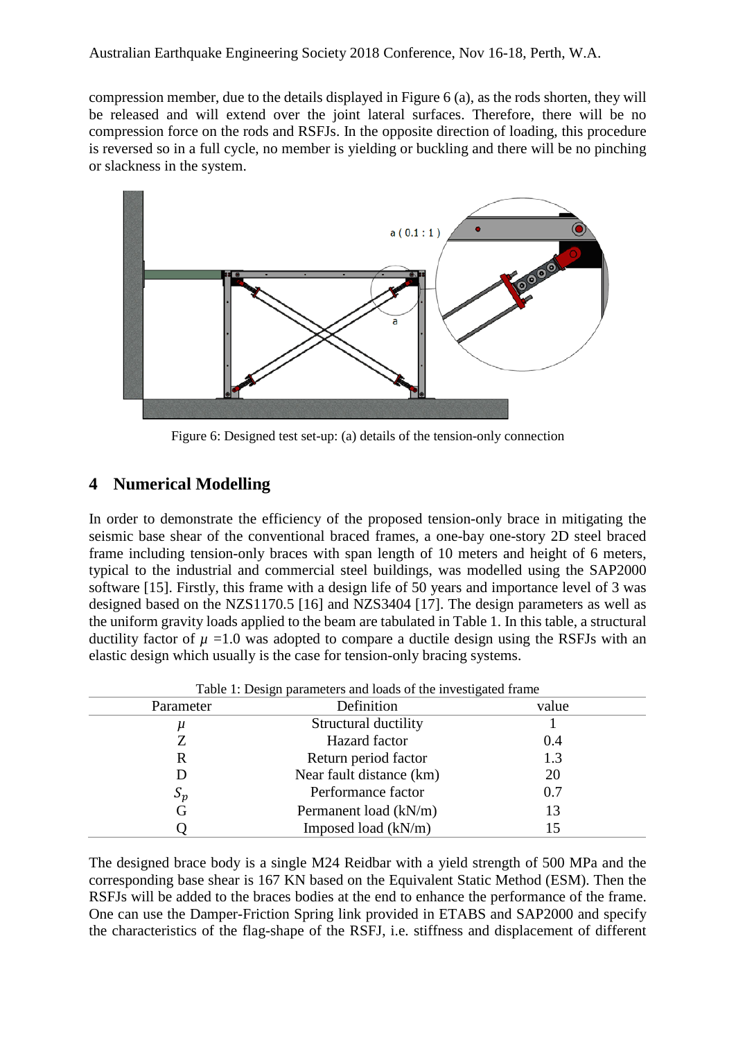compression member, due to the details displayed in Figure 6 (a), as the rods shorten, they will be released and will extend over the joint lateral surfaces. Therefore, there will be no compression force on the rods and RSFJs. In the opposite direction of loading, this procedure is reversed so in a full cycle, no member is yielding or buckling and there will be no pinching or slackness in the system.

Figure 6: Designed test set-up: (a) details of the tension-only connection

## 4 Numerical Modelling

In order to demonstrate the efficiency of the proposed tension-only brace in mitigating the seismic base shear of the conventional braced frames, a one-bay one-story 2D steel braced frame including tension-only braces with span length of 10 meters and height of 6 meters, typical to the industrial and commercial steel buildings, was modelled using the SAP2000 software [15]. Firstly, this frame with a design life of 50 years and importance level of 3 was designed based on the NZS1170.5 [16] and NZS3404 [17]. The design parameters as well as the uniform gravity loads applied to the beam are tabulated in Table 1. In this table, a structural ductility factor of $\mu$ =1.0 was adopted to compare a ductile design using the RSFJs with an elastic design which usually is the case for tension-only bracing systems.

Table 1: Design parameters and loads of the investigated frame

| Parameter | Definition | value |
|---|---|---|
| $\mu$ | Structural ductility | 1 |
| Z | Hazard factor | 0.4 |
| R | Return period factor | 1.3 |
| D | Near fault distance (km) | 20 |
| $S_p$ | Performance factor | 0.7 |
| G | Permanent load (kN/m) | 13 |
| Q | Imposed load (kN/m) | 15 |

The designed brace body is a single M24 Reidbar with a yield strength of 500 MPa and the corresponding base shear is 167 KN based on the Equivalent Static Method (ESM). Then the RSFJs will be added to the braces bodies at the end to enhance the performance of the frame. One can use the Damper-Friction Spring link provided in ETABS and SAP2000 and specify the characteristics of the flag-shape of the RSFJ, i.e. stiffness and displacement of different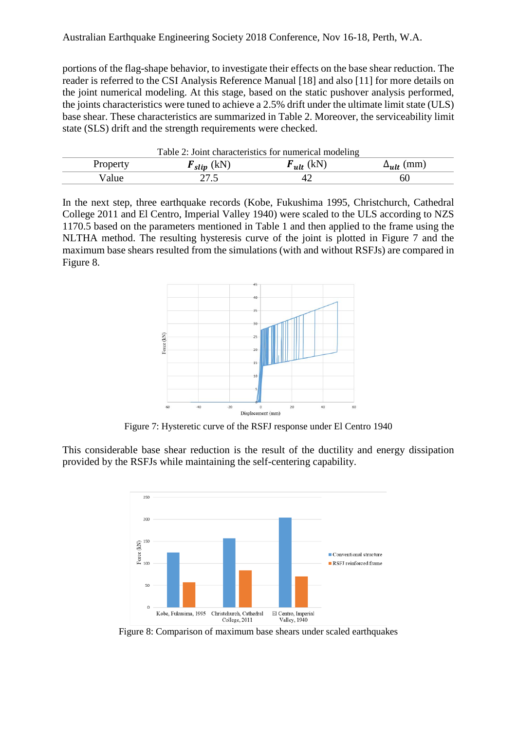portions of the flag-shape behavior, to investigate their effects on the base shear reduction. The reader is referred to the CSI Analysis Reference Manual [18] and also [11] for more details on the joint numerical modeling. At this stage, based on the static pushover analysis performed, the joints characteristics were tuned to achieve a 2.5% drift under the ultimate limit state (ULS) base shear. These characteristics are summarized in Table 2. Moreover, the serviceability limit state (SLS) drift and the strength requirements were checked.

Table 2: Joint characteristics for numerical modeling

| Property | $F_{slip}$ (kN) | $F_{ult}$ (kN) | $\Delta_{ult}$ (mm) |
|---|---|---|---|
| Value | 27.5 | 42 | 60 |

In the next step, three earthquake records (Kobe, Fukushima 1995, Christchurch, Cathedral College 2011 and El Centro, Imperial Valley 1940) were scaled to the ULS according to NZS 1170.5 based on the parameters mentioned in Table 1 and then applied to the frame using the NLTHA method. The resulting hysteresis curve of the joint is plotted in Figure 7 and the maximum base shears resulted from the simulations (with and without RSFJs) are compared in Figure 8.

Figure 7: Hysteretic curve of the RSFJ response under El Centro 1940

This considerable base shear reduction is the result of the ductility and energy dissipation provided by the RSFJs while maintaining the self-centering capability.

Figure 8: Comparison of maximum base shears under scaled earthquakes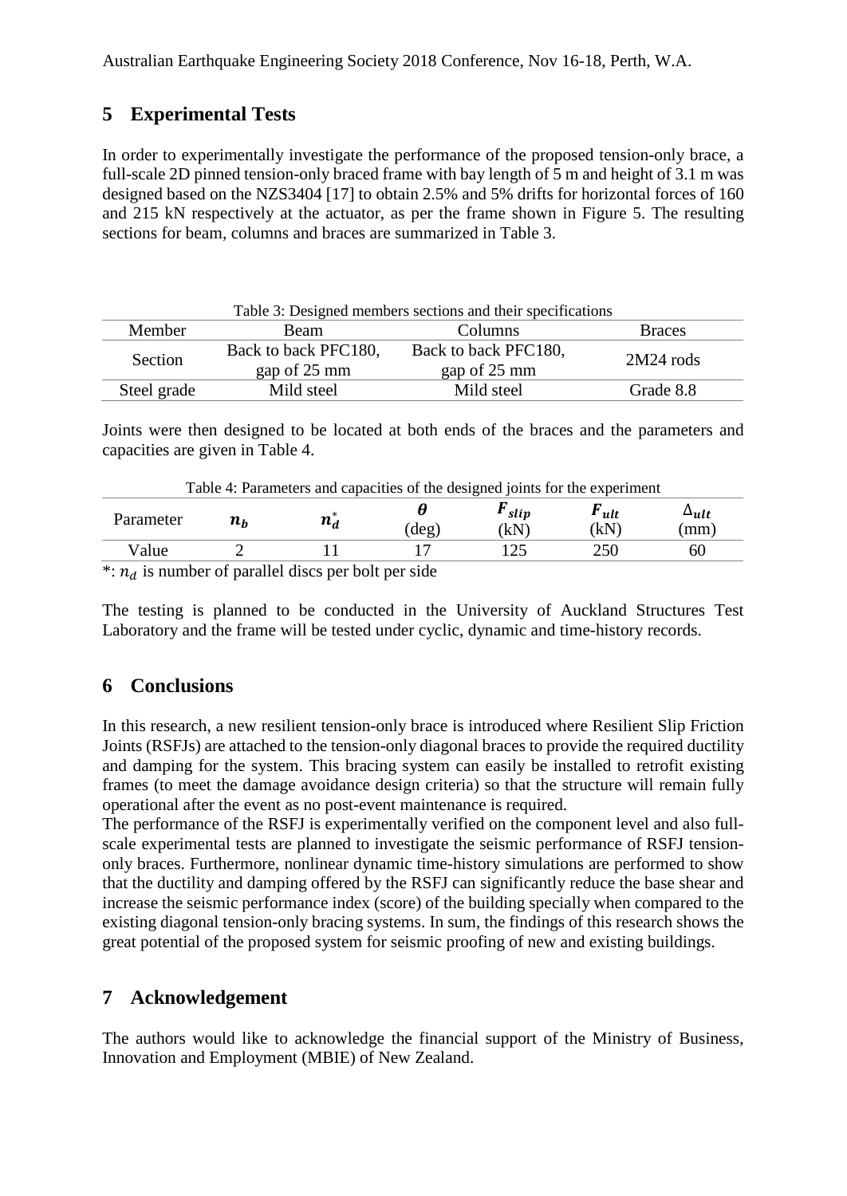## 5 Experimental Tests

In order to experimentally investigate the performance of the proposed tension-only brace, a full-scale 2D pinned tension-only braced frame with bay length of 5 m and height of 3.1 m was designed based on the NZS3404 [17] to obtain 2.5% and 5% drifts for horizontal forces of 160 and 215 kN respectively at the actuator, as per the frame shown in Figure 5. The resulting sections for beam, columns and braces are summarized in Table 3.

Table 3: Designed members sections and their specifications

| Member | Beam | Columns | Braces |
|---|---|---|---|
| Section | Back to back PFC180, gap of 25 mm | Back to back PFC180, gap of 25 mm | 2M24 rods |
| Steel grade | Mild steel | Mild steel | Grade 8.8 |

Joints were then designed to be located at both ends of the braces and the parameters and capacities are given in Table 4.

Table 4: Parameters and capacities of the designed joints for the experiment

| Parameter | $n_b$ | $n_d^*$ | $\theta$ (deg) | $F_{slip}$ (kN) | $F_{ult}$ (kN) | $\Delta_{ult}$ (mm) |
|---|---|---|---|---|---|---|
| Value | 2 | 11 | 17 | 125 | 250 | 60 |

*: $n_d$ is number of parallel discs per bolt per side

The testing is planned to be conducted in the University of Auckland Structures Test Laboratory and the frame will be tested under cyclic, dynamic and time-history records.

## 6 Conclusions

In this research, a new resilient tension-only brace is introduced where Resilient Slip Friction Joints (RSFJs) are attached to the tension-only diagonal braces to provide the required ductility and damping for the system. This bracing system can easily be installed to retrofit existing frames (to meet the damage avoidance design criteria) so that the structure will remain fully operational after the event as no post-event maintenance is required.
The performance of the RSFJ is experimentally verified on the component level and also full-scale experimental tests are planned to investigate the seismic performance of RSFJ tension-only braces. Furthermore, nonlinear dynamic time-history simulations are performed to show that the ductility and damping offered by the RSFJ can significantly reduce the base shear and increase the seismic performance index (score) of the building specially when compared to the existing diagonal tension-only bracing systems. In sum, the findings of this research shows the great potential of the proposed system for seismic proofing of new and existing buildings.

## 7 Acknowledgement

The authors would like to acknowledge the financial support of the Ministry of Business, Innovation and Employment (MBIE) of New Zealand.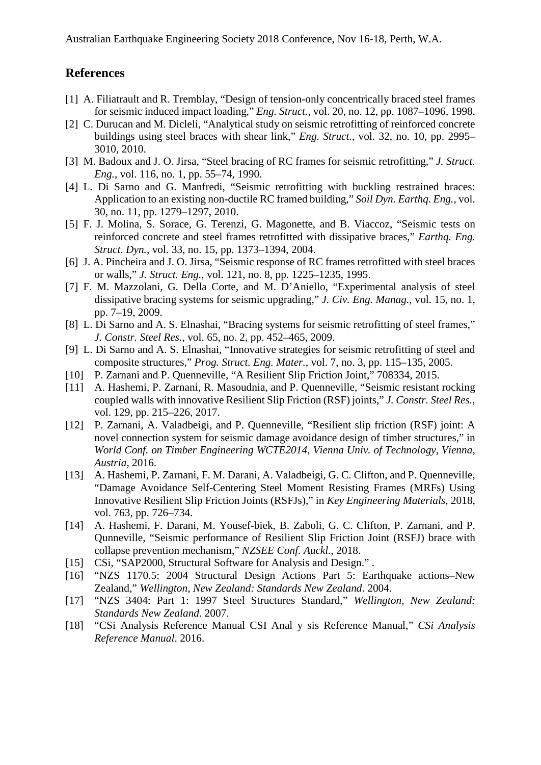## References

[1] A. Filiatrault and R. Tremblay, "Design of tension-only concentrically braced steel frames for seismic induced impact loading," *Eng. Struct.*, vol. 20, no. 12, pp. 1087–1096, 1998.

[2] C. Durucan and M. Dicleli, "Analytical study on seismic retrofitting of reinforced concrete buildings using steel braces with shear link," *Eng. Struct.*, vol. 32, no. 10, pp. 2995–3010, 2010.

[3] M. Badoux and J. O. Jirsa, "Steel bracing of RC frames for seismic retrofitting," *J. Struct. Eng.*, vol. 116, no. 1, pp. 55–74, 1990.

[4] L. Di Sarno and G. Manfredi, "Seismic retrofitting with buckling restrained braces: Application to an existing non-ductile RC framed building," *Soil Dyn. Earthq. Eng.*, vol. 30, no. 11, pp. 1279–1297, 2010.

[5] F. J. Molina, S. Sorace, G. Terenzi, G. Magonette, and B. Viaccoz, "Seismic tests on reinforced concrete and steel frames retrofitted with dissipative braces," *Earthq. Eng. Struct. Dyn.*, vol. 33, no. 15, pp. 1373–1394, 2004.

[6] J. A. Pincheira and J. O. Jirsa, "Seismic response of RC frames retrofitted with steel braces or walls," *J. Struct. Eng.*, vol. 121, no. 8, pp. 1225–1235, 1995.

[7] F. M. Mazzolani, G. Della Corte, and M. D'Aniello, "Experimental analysis of steel dissipative bracing systems for seismic upgrading," *J. Civ. Eng. Manag.*, vol. 15, no. 1, pp. 7–19, 2009.

[8] L. Di Sarno and A. S. Elnashai, "Bracing systems for seismic retrofitting of steel frames," *J. Constr. Steel Res.*, vol. 65, no. 2, pp. 452–465, 2009.

[9] L. Di Sarno and A. S. Elnashai, "Innovative strategies for seismic retrofitting of steel and composite structures," *Prog. Struct. Eng. Mater.*, vol. 7, no. 3, pp. 115–135, 2005.

[10] P. Zarnani and P. Quenneville, "A Resilient Slip Friction Joint," 708334, 2015.

[11] A. Hashemi, P. Zarnani, R. Masoudnia, and P. Quenneville, "Seismic resistant rocking coupled walls with innovative Resilient Slip Friction (RSF) joints," *J. Constr. Steel Res.*, vol. 129, pp. 215–226, 2017.

[12] P. Zarnani, A. Valadbeigi, and P. Quenneville, "Resilient slip friction (RSF) joint: A novel connection system for seismic damage avoidance design of timber structures," in *World Conf. on Timber Engineering WCTE2014, Vienna Univ. of Technology, Vienna, Austria*, 2016.

[13] A. Hashemi, P. Zarnani, F. M. Darani, A. Valadbeigi, G. C. Clifton, and P. Quenneville, "Damage Avoidance Self-Centering Steel Moment Resisting Frames (MRFs) Using Innovative Resilient Slip Friction Joints (RSFJs)," in *Key Engineering Materials*, 2018, vol. 763, pp. 726–734.

[14] A. Hashemi, F. Darani, M. Yousef-biek, B. Zaboli, G. C. Clifton, P. Zarnani, and P. Qunneville, "Seismic performance of Resilient Slip Friction Joint (RSFJ) brace with collapse prevention mechanism," *NZSEE Conf. Auckl.*, 2018.

[15] CSi, "SAP2000, Structural Software for Analysis and Design." .

[16] "NZS 1170.5: 2004 Structural Design Actions Part 5: Earthquake actions–New Zealand," *Wellington, New Zealand: Standards New Zealand*. 2004.

[17] "NZS 3404: Part 1: 1997 Steel Structures Standard," *Wellington, New Zealand: Standards New Zealand*. 2007.

[18] "CSi Analysis Reference Manual CSI Anal y sis Reference Manual," *CSi Analysis Reference Manual*. 2016.